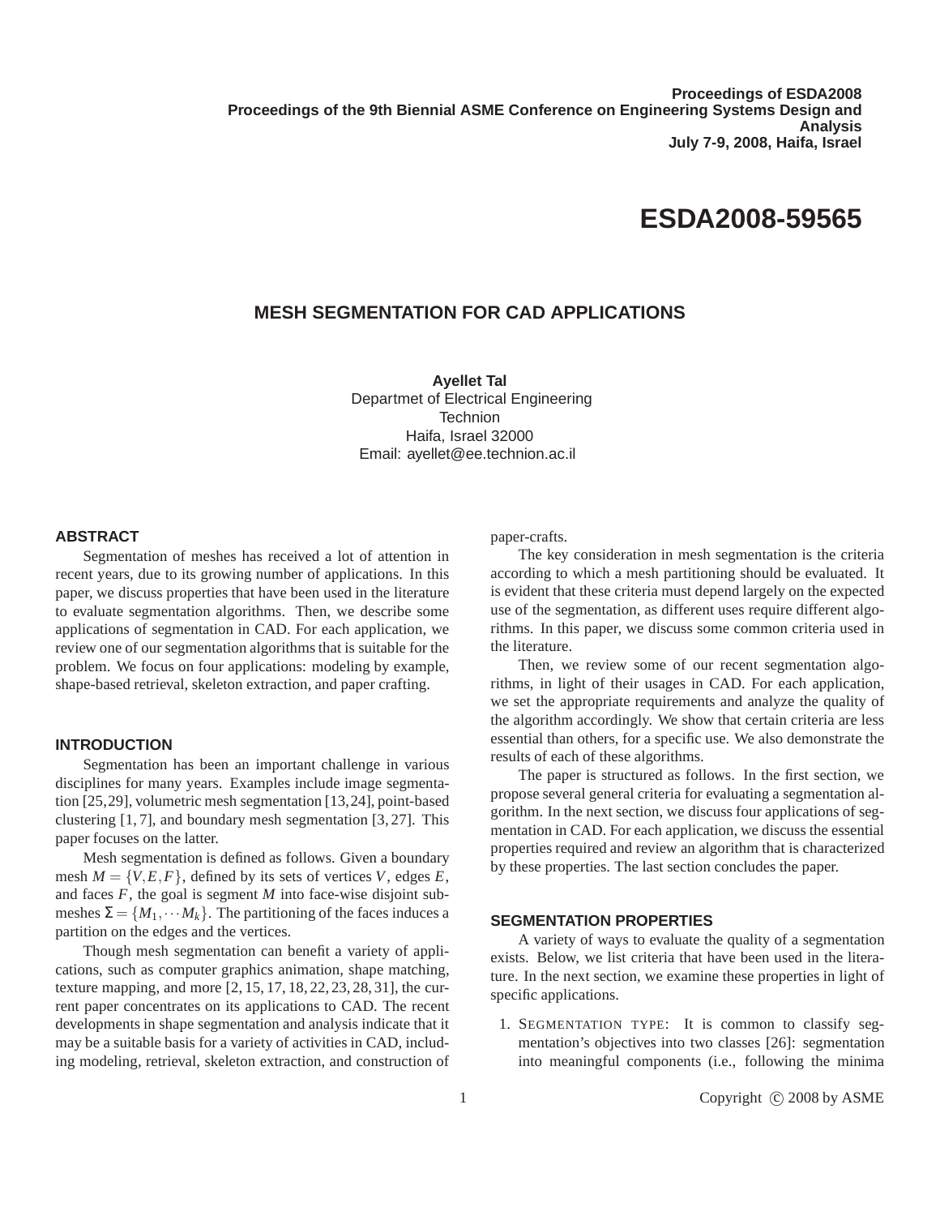Proceedings of ESDA2008
Proceedings of the 9th Biennial ASME Conference on Engineering Systems Design and Analysis
July 7-9, 2008, Haifa, Israel

**ESDA2008-59565**

# MESH SEGMENTATION FOR CAD APPLICATIONS

**Ayellet Tal**
Departmet of Electrical Engineering
Technion
Haifa, Israel 32000
Email: ayellet@ee.technion.ac.il

## ABSTRACT

Segmentation of meshes has received a lot of attention in recent years, due to its growing number of applications. In this paper, we discuss properties that have been used in the literature to evaluate segmentation algorithms. Then, we describe some applications of segmentation in CAD. For each application, we review one of our segmentation algorithms that is suitable for the problem. We focus on four applications: modeling by example, shape-based retrieval, skeleton extraction, and paper crafting.

## INTRODUCTION

Segmentation has been an important challenge in various disciplines for many years. Examples include image segmentation [25,29], volumetric mesh segmentation [13,24], point-based clustering [1,7], and boundary mesh segmentation [3,27]. This paper focuses on the latter.

Mesh segmentation is defined as follows. Given a boundary mesh $M = \{V, E, F\}$, defined by its sets of vertices $V$, edges $E$, and faces $F$, the goal is segment $M$ into face-wise disjoint sub-meshes $\Sigma = \{M_1, \cdots M_k\}$. The partitioning of the faces induces a partition on the edges and the vertices.

Though mesh segmentation can benefit a variety of applications, such as computer graphics animation, shape matching, texture mapping, and more [2,15,17,18,22,23,28,31], the current paper concentrates on its applications to CAD. The recent developments in shape segmentation and analysis indicate that it may be a suitable basis for a variety of activities in CAD, including modeling, retrieval, skeleton extraction, and construction of paper-crafts.

The key consideration in mesh segmentation is the criteria according to which a mesh partitioning should be evaluated. It is evident that these criteria must depend largely on the expected use of the segmentation, as different uses require different algorithms. In this paper, we discuss some common criteria used in the literature.

Then, we review some of our recent segmentation algorithms, in light of their usages in CAD. For each application, we set the appropriate requirements and analyze the quality of the algorithm accordingly. We show that certain criteria are less essential than others, for a specific use. We also demonstrate the results of each of these algorithms.

The paper is structured as follows. In the first section, we propose several general criteria for evaluating a segmentation algorithm. In the next section, we discuss four applications of segmentation in CAD. For each application, we discuss the essential properties required and review an algorithm that is characterized by these properties. The last section concludes the paper.

## SEGMENTATION PROPERTIES

A variety of ways to evaluate the quality of a segmentation exists. Below, we list criteria that have been used in the literature. In the next section, we examine these properties in light of specific applications.

1. SEGMENTATION TYPE: It is common to classify segmentation's objectives into two classes [26]: segmentation into meaningful components (i.e., following the minima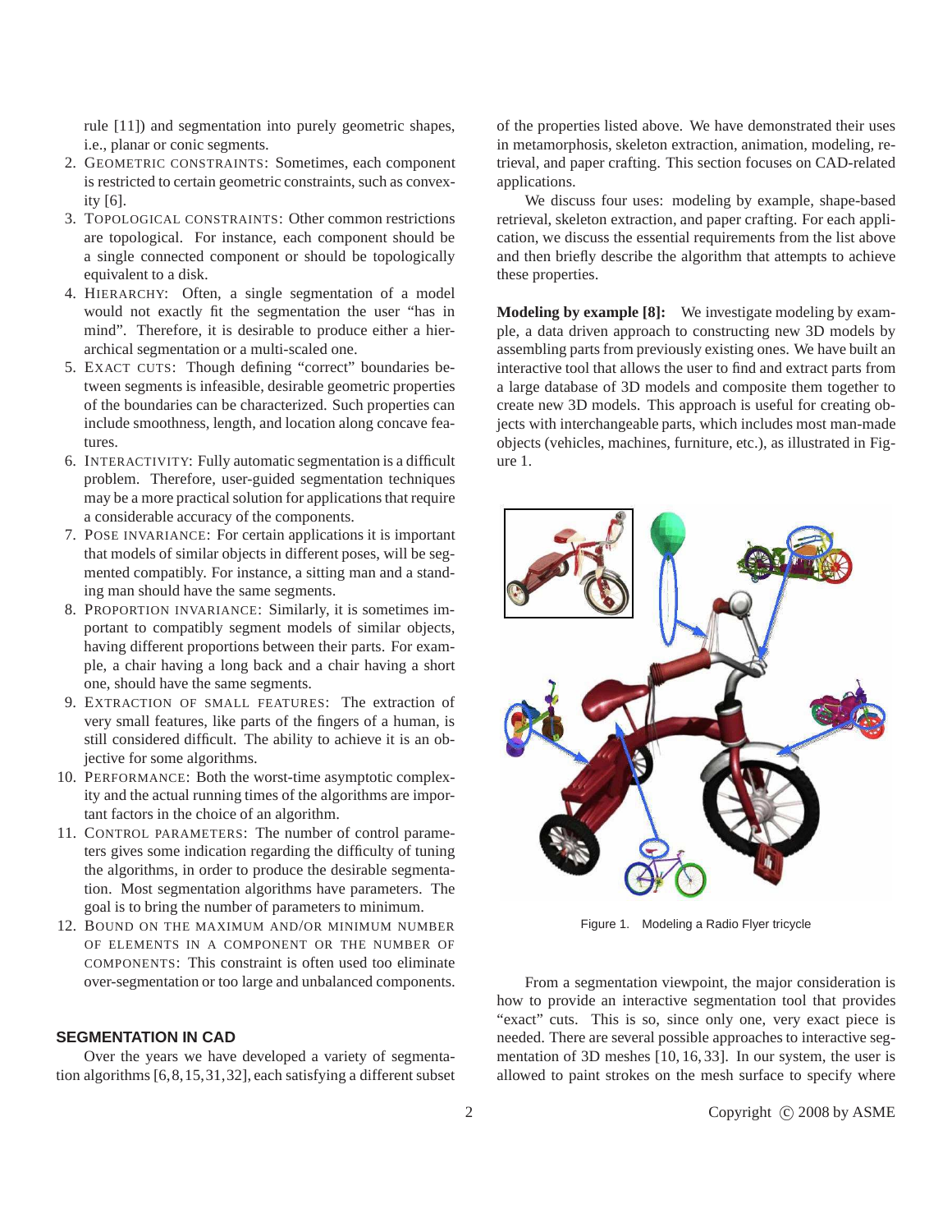rule [11]) and segmentation into purely geometric shapes, i.e., planar or conic segments.

2. GEOMETRIC CONSTRAINTS: Sometimes, each component is restricted to certain geometric constraints, such as convexity [6].
3. TOPOLOGICAL CONSTRAINTS: Other common restrictions are topological. For instance, each component should be a single connected component or should be topologically equivalent to a disk.
4. HIERARCHY: Often, a single segmentation of a model would not exactly fit the segmentation the user "has in mind". Therefore, it is desirable to produce either a hierarchical segmentation or a multi-scaled one.
5. EXACT CUTS: Though defining "correct" boundaries between segments is infeasible, desirable geometric properties of the boundaries can be characterized. Such properties can include smoothness, length, and location along concave features.
6. INTERACTIVITY: Fully automatic segmentation is a difficult problem. Therefore, user-guided segmentation techniques may be a more practical solution for applications that require a considerable accuracy of the components.
7. POSE INVARIANCE: For certain applications it is important that models of similar objects in different poses, will be segmented compatibly. For instance, a sitting man and a standing man should have the same segments.
8. PROPORTION INVARIANCE: Similarly, it is sometimes important to compatibly segment models of similar objects, having different proportions between their parts. For example, a chair having a long back and a chair having a short one, should have the same segments.
9. EXTRACTION OF SMALL FEATURES: The extraction of very small features, like parts of the fingers of a human, is still considered difficult. The ability to achieve it is an objective for some algorithms.
10. PERFORMANCE: Both the worst-time asymptotic complexity and the actual running times of the algorithms are important factors in the choice of an algorithm.
11. CONTROL PARAMETERS: The number of control parameters gives some indication regarding the difficulty of tuning the algorithms, in order to produce the desirable segmentation. Most segmentation algorithms have parameters. The goal is to bring the number of parameters to minimum.
12. BOUND ON THE MAXIMUM AND/OR MINIMUM NUMBER OF ELEMENTS IN A COMPONENT OR THE NUMBER OF COMPONENTS: This constraint is often used too eliminate over-segmentation or too large and unbalanced components.

## SEGMENTATION IN CAD

Over the years we have developed a variety of segmentation algorithms [6,8,15,31,32], each satisfying a different subset of the properties listed above. We have demonstrated their uses in metamorphosis, skeleton extraction, animation, modeling, retrieval, and paper crafting. This section focuses on CAD-related applications.

We discuss four uses: modeling by example, shape-based retrieval, skeleton extraction, and paper crafting. For each application, we discuss the essential requirements from the list above and then briefly describe the algorithm that attempts to achieve these properties.

**Modeling by example [8]:** We investigate modeling by example, a data driven approach to constructing new 3D models by assembling parts from previously existing ones. We have built an interactive tool that allows the user to find and extract parts from a large database of 3D models and composite them together to create new 3D models. This approach is useful for creating objects with interchangeable parts, which includes most man-made objects (vehicles, machines, furniture, etc.), as illustrated in Figure 1.

Figure 1. Modeling a Radio Flyer tricycle

From a segmentation viewpoint, the major consideration is how to provide an interactive segmentation tool that provides "exact" cuts. This is so, since only one, very exact piece is needed. There are several possible approaches to interactive segmentation of 3D meshes [10, 16, 33]. In our system, the user is allowed to paint strokes on the mesh surface to specify where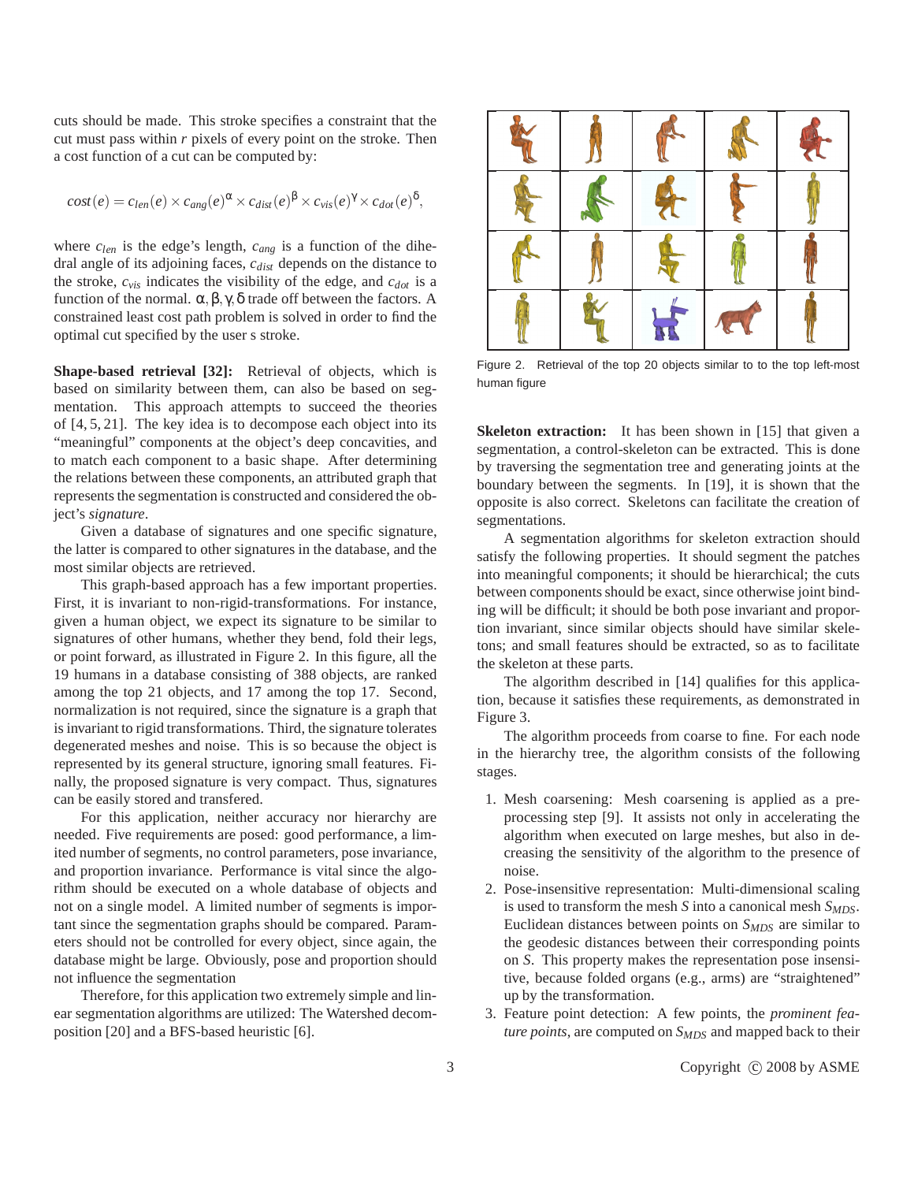cuts should be made. This stroke specifies a constraint that the cut must pass within $r$ pixels of every point on the stroke. Then a cost function of a cut can be computed by:

$$cost(e) = c_{len}(e) \times c_{ang}(e)^{\alpha} \times c_{dist}(e)^{\beta} \times c_{vis}(e)^{\gamma} \times c_{dot}(e)^{\delta},$$

where $c_{len}$ is the edge's length, $c_{ang}$ is a function of the dihedral angle of its adjoining faces, $c_{dist}$ depends on the distance to the stroke, $c_{vis}$ indicates the visibility of the edge, and $c_{dot}$ is a function of the normal. $\alpha, \beta, \gamma, \delta$ trade off between the factors. A constrained least cost path problem is solved in order to find the optimal cut specified by the user s stroke.

**Shape-based retrieval [32]:** Retrieval of objects, which is based on similarity between them, can also be based on segmentation. This approach attempts to succeed the theories of [4, 5, 21]. The key idea is to decompose each object into its "meaningful" components at the object's deep concavities, and to match each component to a basic shape. After determining the relations between these components, an attributed graph that represents the segmentation is constructed and considered the object's *signature*.

Given a database of signatures and one specific signature, the latter is compared to other signatures in the database, and the most similar objects are retrieved.

This graph-based approach has a few important properties. First, it is invariant to non-rigid-transformations. For instance, given a human object, we expect its signature to be similar to signatures of other humans, whether they bend, fold their legs, or point forward, as illustrated in Figure 2. In this figure, all the 19 humans in a database consisting of 388 objects, are ranked among the top 21 objects, and 17 among the top 17. Second, normalization is not required, since the signature is a graph that is invariant to rigid transformations. Third, the signature tolerates degenerated meshes and noise. This is so because the object is represented by its general structure, ignoring small features. Finally, the proposed signature is very compact. Thus, signatures can be easily stored and transfered.

For this application, neither accuracy nor hierarchy are needed. Five requirements are posed: good performance, a limited number of segments, no control parameters, pose invariance, and proportion invariance. Performance is vital since the algorithm should be executed on a whole database of objects and not on a single model. A limited number of segments is important since the segmentation graphs should be compared. Parameters should not be controlled for every object, since again, the database might be large. Obviously, pose and proportion should not influence the segmentation

Therefore, for this application two extremely simple and linear segmentation algorithms are utilized: The Watershed decomposition [20] and a BFS-based heuristic [6].

Figure 2. Retrieval of the top 20 objects similar to to the top left-most human figure

**Skeleton extraction:** It has been shown in [15] that given a segmentation, a control-skeleton can be extracted. This is done by traversing the segmentation tree and generating joints at the boundary between the segments. In [19], it is shown that the opposite is also correct. Skeletons can facilitate the creation of segmentations.

A segmentation algorithms for skeleton extraction should satisfy the following properties. It should segment the patches into meaningful components; it should be hierarchical; the cuts between components should be exact, since otherwise joint binding will be difficult; it should be both pose invariant and proportion invariant, since similar objects should have similar skeletons; and small features should be extracted, so as to facilitate the skeleton at these parts.

The algorithm described in [14] qualifies for this application, because it satisfies these requirements, as demonstrated in Figure 3.

The algorithm proceeds from coarse to fine. For each node in the hierarchy tree, the algorithm consists of the following stages.

1. Mesh coarsening: Mesh coarsening is applied as a preprocessing step [9]. It assists not only in accelerating the algorithm when executed on large meshes, but also in decreasing the sensitivity of the algorithm to the presence of noise.
2. Pose-insensitive representation: Multi-dimensional scaling is used to transform the mesh $S$ into a canonical mesh $S_{MDS}$. Euclidean distances between points on $S_{MDS}$ are similar to the geodesic distances between their corresponding points on $S$. This property makes the representation pose insensitive, because folded organs (e.g., arms) are "straightened" up by the transformation.
3. Feature point detection: A few points, the *prominent feature points*, are computed on $S_{MDS}$ and mapped back to their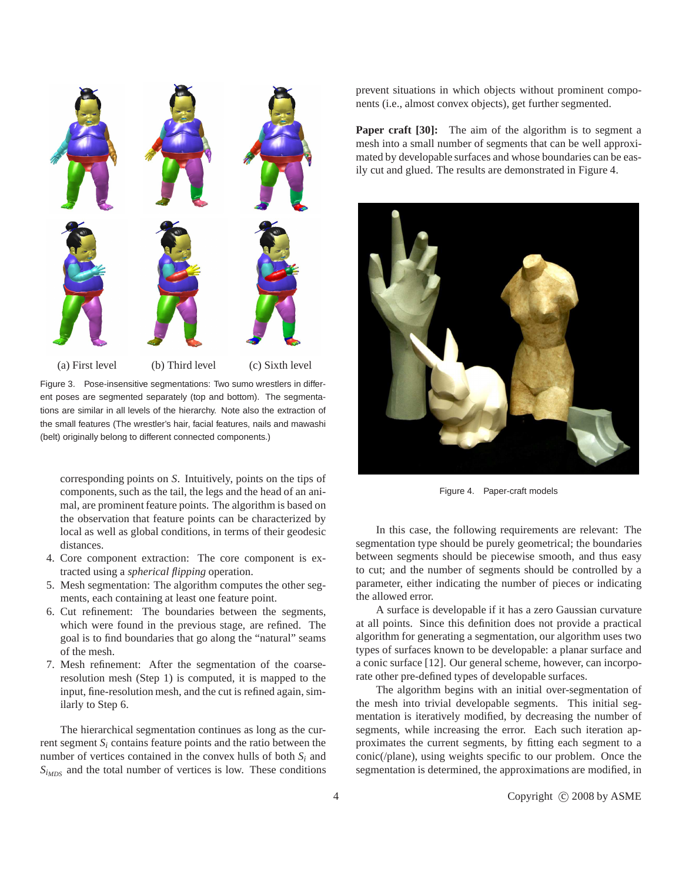(a) First level (b) Third level (c) Sixth level

Figure 3. Pose-insensitive segmentations: Two sumo wrestlers in different poses are segmented separately (top and bottom). The segmentations are similar in all levels of the hierarchy. Note also the extraction of the small features (The wrestler's hair, facial features, nails and mawashi (belt) originally belong to different connected components.)

corresponding points on $S$. Intuitively, points on the tips of components, such as the tail, the legs and the head of an animal, are prominent feature points. The algorithm is based on the observation that feature points can be characterized by local as well as global conditions, in terms of their geodesic distances.

4. Core component extraction: The core component is extracted using a *spherical flipping* operation.
5. Mesh segmentation: The algorithm computes the other segments, each containing at least one feature point.
6. Cut refinement: The boundaries between the segments, which were found in the previous stage, are refined. The goal is to find boundaries that go along the "natural" seams of the mesh.
7. Mesh refinement: After the segmentation of the coarse-resolution mesh (Step 1) is computed, it is mapped to the input, fine-resolution mesh, and the cut is refined again, similarly to Step 6.

The hierarchical segmentation continues as long as the current segment $S_i$ contains feature points and the ratio between the number of vertices contained in the convex hulls of both $S_i$ and $S_{i_{MDS}}$ and the total number of vertices is low. These conditions prevent situations in which objects without prominent components (i.e., almost convex objects), get further segmented.

**Paper craft [30]:** The aim of the algorithm is to segment a mesh into a small number of segments that can be well approximated by developable surfaces and whose boundaries can be easily cut and glued. The results are demonstrated in Figure 4.

Figure 4. Paper-craft models

In this case, the following requirements are relevant: The segmentation type should be purely geometrical; the boundaries between segments should be piecewise smooth, and thus easy to cut; and the number of segments should be controlled by a parameter, either indicating the number of pieces or indicating the allowed error.

A surface is developable if it has a zero Gaussian curvature at all points. Since this definition does not provide a practical algorithm for generating a segmentation, our algorithm uses two types of surfaces known to be developable: a planar surface and a conic surface [12]. Our general scheme, however, can incorporate other pre-defined types of developable surfaces.

The algorithm begins with an initial over-segmentation of the mesh into trivial developable segments. This initial segmentation is iteratively modified, by decreasing the number of segments, while increasing the error. Each such iteration approximates the current segments, by fitting each segment to a conic(/plane), using weights specific to our problem. Once the segmentation is determined, the approximations are modified, in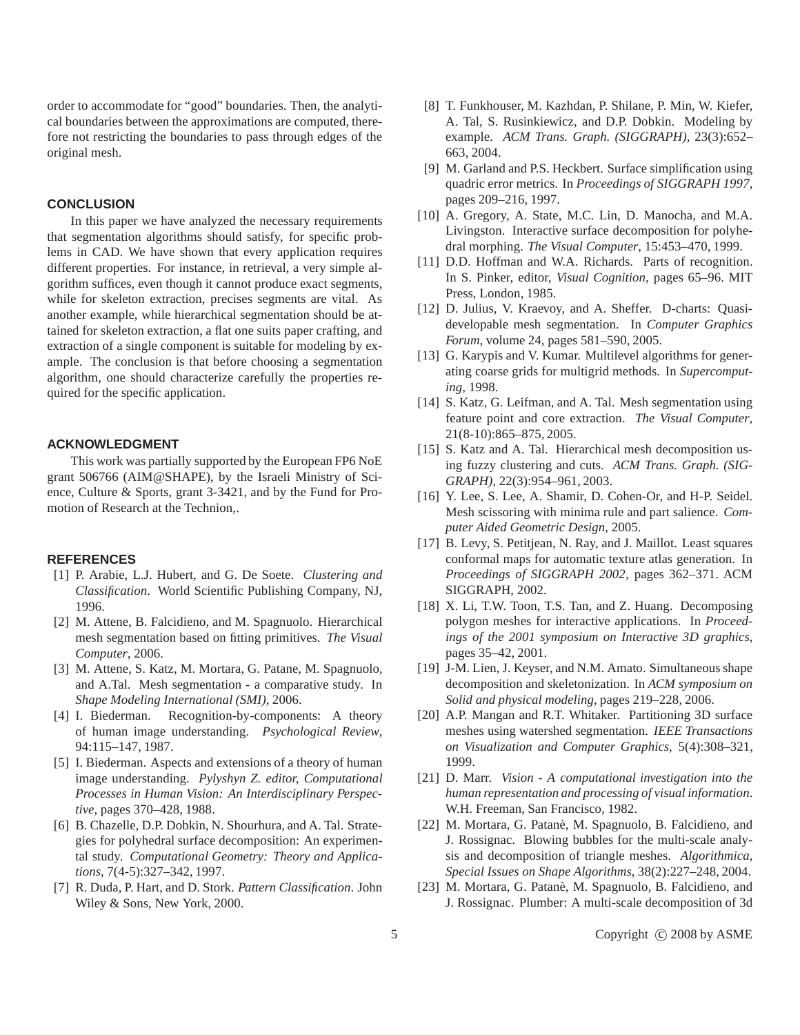order to accommodate for "good" boundaries. Then, the analytical boundaries between the approximations are computed, therefore not restricting the boundaries to pass through edges of the original mesh.

## CONCLUSION

In this paper we have analyzed the necessary requirements that segmentation algorithms should satisfy, for specific problems in CAD. We have shown that every application requires different properties. For instance, in retrieval, a very simple algorithm suffices, even though it cannot produce exact segments, while for skeleton extraction, precises segments are vital. As another example, while hierarchical segmentation should be attained for skeleton extraction, a flat one suits paper crafting, and extraction of a single component is suitable for modeling by example. The conclusion is that before choosing a segmentation algorithm, one should characterize carefully the properties required for the specific application.

## ACKNOWLEDGMENT

This work was partially supported by the European FP6 NoE grant 506766 (AIM@SHAPE), by the Israeli Ministry of Science, Culture & Sports, grant 3-3421, and by the Fund for Promotion of Research at the Technion,.

## REFERENCES

[1] P. Arabie, L.J. Hubert, and G. De Soete. *Clustering and Classification*. World Scientific Publishing Company, NJ, 1996.

[2] M. Attene, B. Falcidieno, and M. Spagnuolo. Hierarchical mesh segmentation based on fitting primitives. *The Visual Computer*, 2006.

[3] M. Attene, S. Katz, M. Mortara, G. Patane, M. Spagnuolo, and A.Tal. Mesh segmentation - a comparative study. In *Shape Modeling International (SMI)*, 2006.

[4] I. Biederman. Recognition-by-components: A theory of human image understanding. *Psychological Review*, 94:115–147, 1987.

[5] I. Biederman. Aspects and extensions of a theory of human image understanding. *Pylyshyn Z. editor, Computational Processes in Human Vision: An Interdisciplinary Perspective*, pages 370–428, 1988.

[6] B. Chazelle, D.P. Dobkin, N. Shourhura, and A. Tal. Strategies for polyhedral surface decomposition: An experimental study. *Computational Geometry: Theory and Applications*, 7(4-5):327–342, 1997.

[7] R. Duda, P. Hart, and D. Stork. *Pattern Classification*. John Wiley & Sons, New York, 2000.

[8] T. Funkhouser, M. Kazhdan, P. Shilane, P. Min, W. Kiefer, A. Tal, S. Rusinkiewicz, and D.P. Dobkin. Modeling by example. *ACM Trans. Graph. (SIGGRAPH)*, 23(3):652–663, 2004.

[9] M. Garland and P.S. Heckbert. Surface simplification using quadric error metrics. In *Proceedings of SIGGRAPH 1997*, pages 209–216, 1997.

[10] A. Gregory, A. State, M.C. Lin, D. Manocha, and M.A. Livingston. Interactive surface decomposition for polyhedral morphing. *The Visual Computer*, 15:453–470, 1999.

[11] D.D. Hoffman and W.A. Richards. Parts of recognition. In S. Pinker, editor, *Visual Cognition*, pages 65–96. MIT Press, London, 1985.

[12] D. Julius, V. Kraevoy, and A. Sheffer. D-charts: Quasi-developable mesh segmentation. In *Computer Graphics Forum*, volume 24, pages 581–590, 2005.

[13] G. Karypis and V. Kumar. Multilevel algorithms for generating coarse grids for multigrid methods. In *Supercomputing*, 1998.

[14] S. Katz, G. Leifman, and A. Tal. Mesh segmentation using feature point and core extraction. *The Visual Computer*, 21(8-10):865–875, 2005.

[15] S. Katz and A. Tal. Hierarchical mesh decomposition using fuzzy clustering and cuts. *ACM Trans. Graph. (SIGGRAPH)*, 22(3):954–961, 2003.

[16] Y. Lee, S. Lee, A. Shamir, D. Cohen-Or, and H-P. Seidel. Mesh scissoring with minima rule and part salience. *Computer Aided Geometric Design*, 2005.

[17] B. Levy, S. Petitjean, N. Ray, and J. Maillot. Least squares conformal maps for automatic texture atlas generation. In *Proceedings of SIGGRAPH 2002*, pages 362–371. ACM SIGGRAPH, 2002.

[18] X. Li, T.W. Toon, T.S. Tan, and Z. Huang. Decomposing polygon meshes for interactive applications. In *Proceedings of the 2001 symposium on Interactive 3D graphics*, pages 35–42, 2001.

[19] J-M. Lien, J. Keyser, and N.M. Amato. Simultaneous shape decomposition and skeletonization. In *ACM symposium on Solid and physical modeling*, pages 219–228, 2006.

[20] A.P. Mangan and R.T. Whitaker. Partitioning 3D surface meshes using watershed segmentation. *IEEE Transactions on Visualization and Computer Graphics*, 5(4):308–321, 1999.

[21] D. Marr. *Vision - A computational investigation into the human representation and processing of visual information*. W.H. Freeman, San Francisco, 1982.

[22] M. Mortara, G. Patanè, M. Spagnuolo, B. Falcidieno, and J. Rossignac. Blowing bubbles for the multi-scale analysis and decomposition of triangle meshes. *Algorithmica, Special Issues on Shape Algorithms*, 38(2):227–248, 2004.

[23] M. Mortara, G. Patanè, M. Spagnuolo, B. Falcidieno, and J. Rossignac. Plumber: A multi-scale decomposition of 3d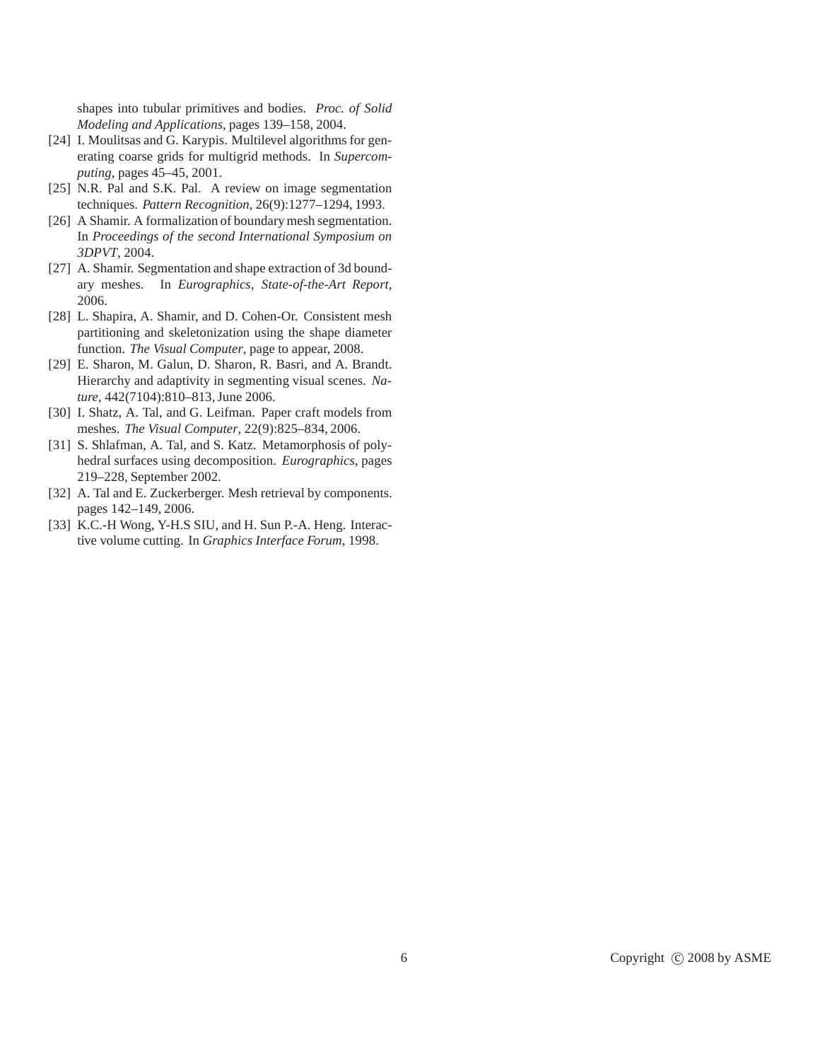shapes into tubular primitives and bodies. *Proc. of Solid Modeling and Applications*, pages 139–158, 2004.

[24] I. Moulitsas and G. Karypis. Multilevel algorithms for generating coarse grids for multigrid methods. In *Supercomputing*, pages 45–45, 2001.

[25] N.R. Pal and S.K. Pal. A review on image segmentation techniques. *Pattern Recognition*, 26(9):1277–1294, 1993.

[26] A Shamir. A formalization of boundary mesh segmentation. In *Proceedings of the second International Symposium on 3DPVT*, 2004.

[27] A. Shamir. Segmentation and shape extraction of 3d boundary meshes. In *Eurographics, State-of-the-Art Report*, 2006.

[28] L. Shapira, A. Shamir, and D. Cohen-Or. Consistent mesh partitioning and skeletonization using the shape diameter function. *The Visual Computer*, page to appear, 2008.

[29] E. Sharon, M. Galun, D. Sharon, R. Basri, and A. Brandt. Hierarchy and adaptivity in segmenting visual scenes. *Nature*, 442(7104):810–813, June 2006.

[30] I. Shatz, A. Tal, and G. Leifman. Paper craft models from meshes. *The Visual Computer*, 22(9):825–834, 2006.

[31] S. Shlafman, A. Tal, and S. Katz. Metamorphosis of polyhedral surfaces using decomposition. *Eurographics*, pages 219–228, September 2002.

[32] A. Tal and E. Zuckerberger. Mesh retrieval by components. pages 142–149, 2006.

[33] K.C.-H Wong, Y-H.S SIU, and H. Sun P.-A. Heng. Interactive volume cutting. In *Graphics Interface Forum*, 1998.